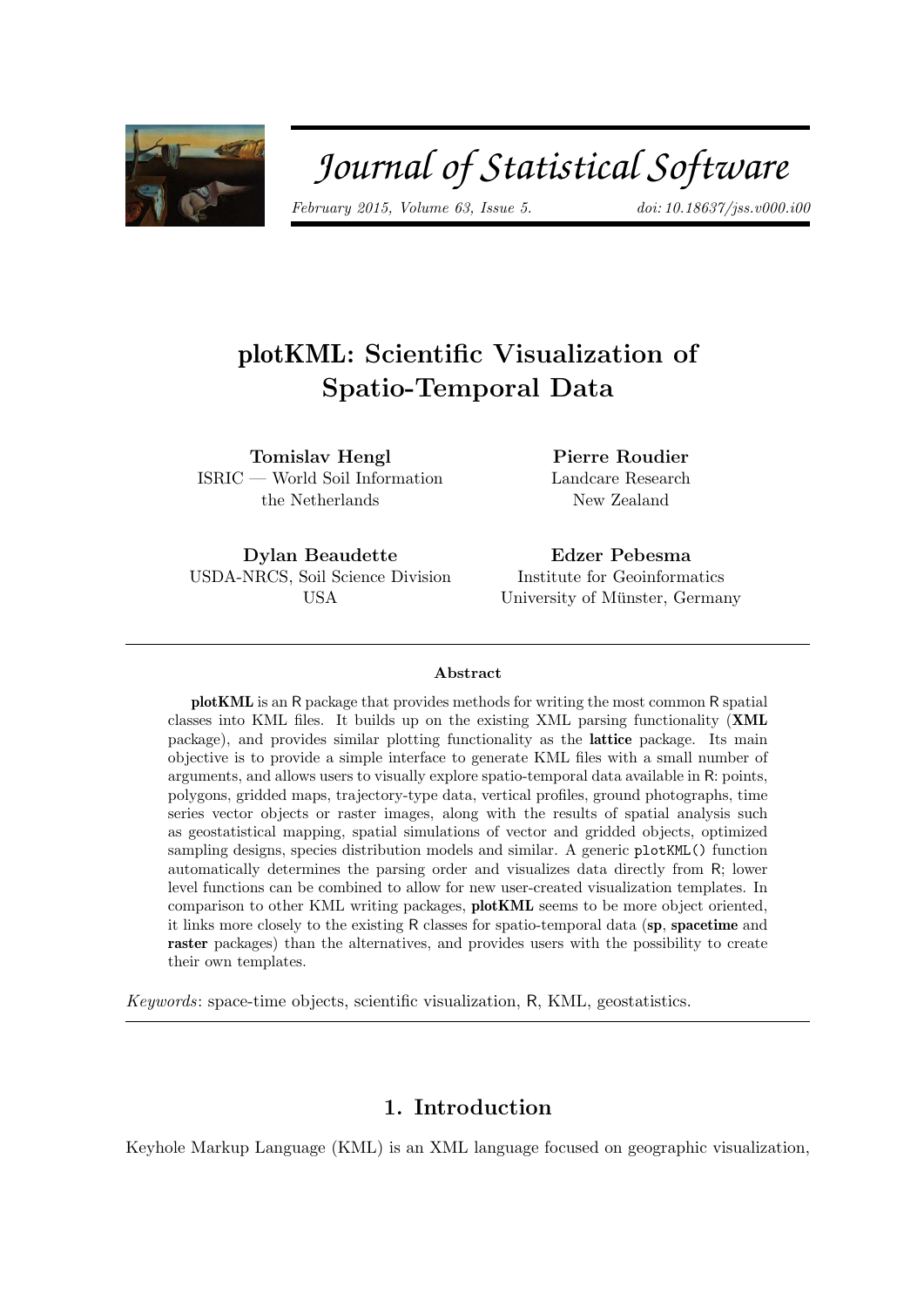# plotKML: Scientific Visualization of Spatio-Temporal Data

**Tomislav Hengl**
ISRIC — World Soil Information
the Netherlands

**Pierre Roudier**
Landcare Research
New Zealand

**Dylan Beaudette**
USDA-NRCS, Soil Science Division
USA

**Edzer Pebesma**
Institute for Geoinformatics
University of Münster, Germany

## Abstract

**plotKML** is an R package that provides methods for writing the most common R spatial classes into KML files. It builds up on the existing XML parsing functionality (**XML** package), and provides similar plotting functionality as the **lattice** package. Its main objective is to provide a simple interface to generate KML files with a small number of arguments, and allows users to visually explore spatio-temporal data available in R: points, polygons, gridded maps, trajectory-type data, vertical profiles, ground photographs, time series vector objects or raster images, along with the results of spatial analysis such as geostatistical mapping, spatial simulations of vector and gridded objects, optimized sampling designs, species distribution models and similar. A generic `plotKML()` function automatically determines the parsing order and visualizes data directly from R; lower level functions can be combined to allow for new user-created visualization templates. In comparison to other KML writing packages, **plotKML** seems to be more object oriented, it links more closely to the existing R classes for spatio-temporal data (**sp**, **spacetime** and **raster** packages) than the alternatives, and provides users with the possibility to create their own templates.

*Keywords*: space-time objects, scientific visualization, R, KML, geostatistics.

## 1. Introduction

Keyhole Markup Language (KML) is an XML language focused on geographic visualization,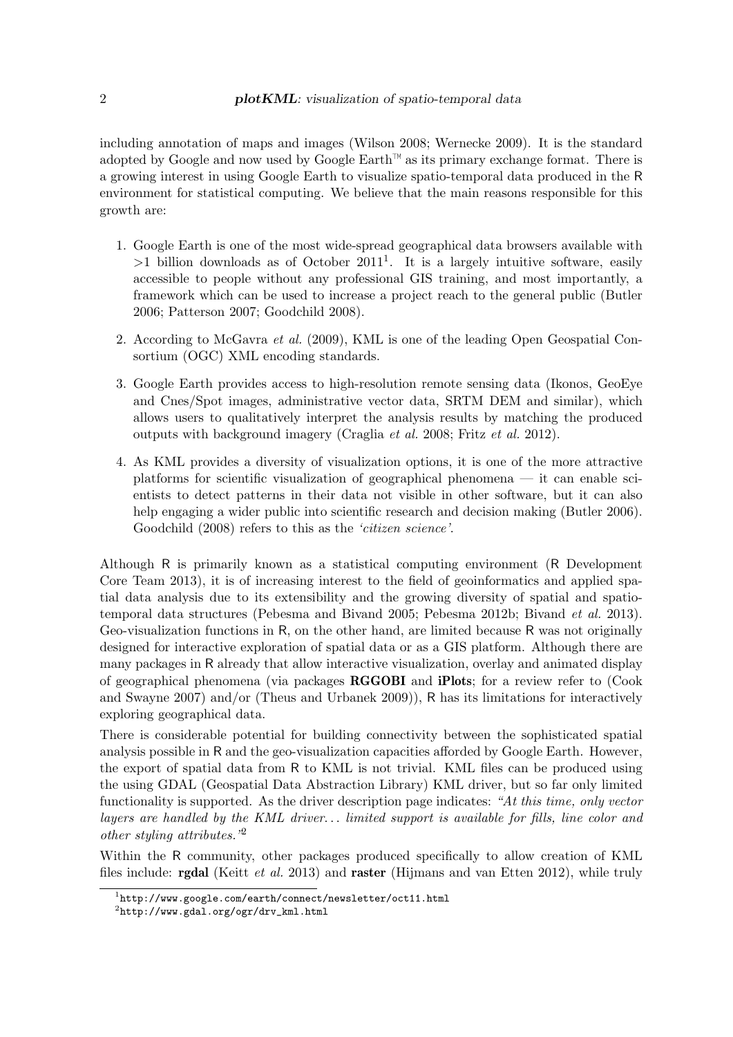including annotation of maps and images (Wilson 2008; Wernecke 2009). It is the standard adopted by Google and now used by Google Earth™ as its primary exchange format. There is a growing interest in using Google Earth to visualize spatio-temporal data produced in the R environment for statistical computing. We believe that the main reasons responsible for this growth are:

1. Google Earth is one of the most wide-spread geographical data browsers available with >1 billion downloads as of October 2011[1]. It is a largely intuitive software, easily accessible to people without any professional GIS training, and most importantly, a framework which can be used to increase a project reach to the general public (Butler 2006; Patterson 2007; Goodchild 2008).
2. According to McGavra *et al.* (2009), KML is one of the leading Open Geospatial Consortium (OGC) XML encoding standards.
3. Google Earth provides access to high-resolution remote sensing data (Ikonos, GeoEye and Cnes/Spot images, administrative vector data, SRTM DEM and similar), which allows users to qualitatively interpret the analysis results by matching the produced outputs with background imagery (Craglia *et al.* 2008; Fritz *et al.* 2012).
4. As KML provides a diversity of visualization options, it is one of the more attractive platforms for scientific visualization of geographical phenomena — it can enable scientists to detect patterns in their data not visible in other software, but it can also help engaging a wider public into scientific research and decision making (Butler 2006). Goodchild (2008) refers to this as the *'citizen science'*.

Although R is primarily known as a statistical computing environment (R Development Core Team 2013), it is of increasing interest to the field of geoinformatics and applied spatial data analysis due to its extensibility and the growing diversity of spatial and spatio-temporal data structures (Pebesma and Bivand 2005; Pebesma 2012b; Bivand *et al.* 2013). Geo-visualization functions in R, on the other hand, are limited because R was not originally designed for interactive exploration of spatial data or as a GIS platform. Although there are many packages in R already that allow interactive visualization, overlay and animated display of geographical phenomena (via packages **RGGOBI** and **iPlots**; for a review refer to (Cook and Swayne 2007) and/or (Theus and Urbanek 2009)), R has its limitations for interactively exploring geographical data.

There is considerable potential for building connectivity between the sophisticated spatial analysis possible in R and the geo-visualization capacities afforded by Google Earth. However, the export of spatial data from R to KML is not trivial. KML files can be produced using the using GDAL (Geospatial Data Abstraction Library) KML driver, but so far only limited functionality is supported. As the driver description page indicates: *"At this time, only vector layers are handled by the KML driver... limited support is available for fills, line color and other styling attributes."*[2]

Within the R community, other packages produced specifically to allow creation of KML files include: **rgdal** (Keitt *et al.* 2013) and **raster** (Hijmans and van Etten 2012), while truly

[1] `http://www.google.com/earth/connect/newsletter/oct11.html`

[2] `http://www.gdal.org/ogr/drv_kml.html`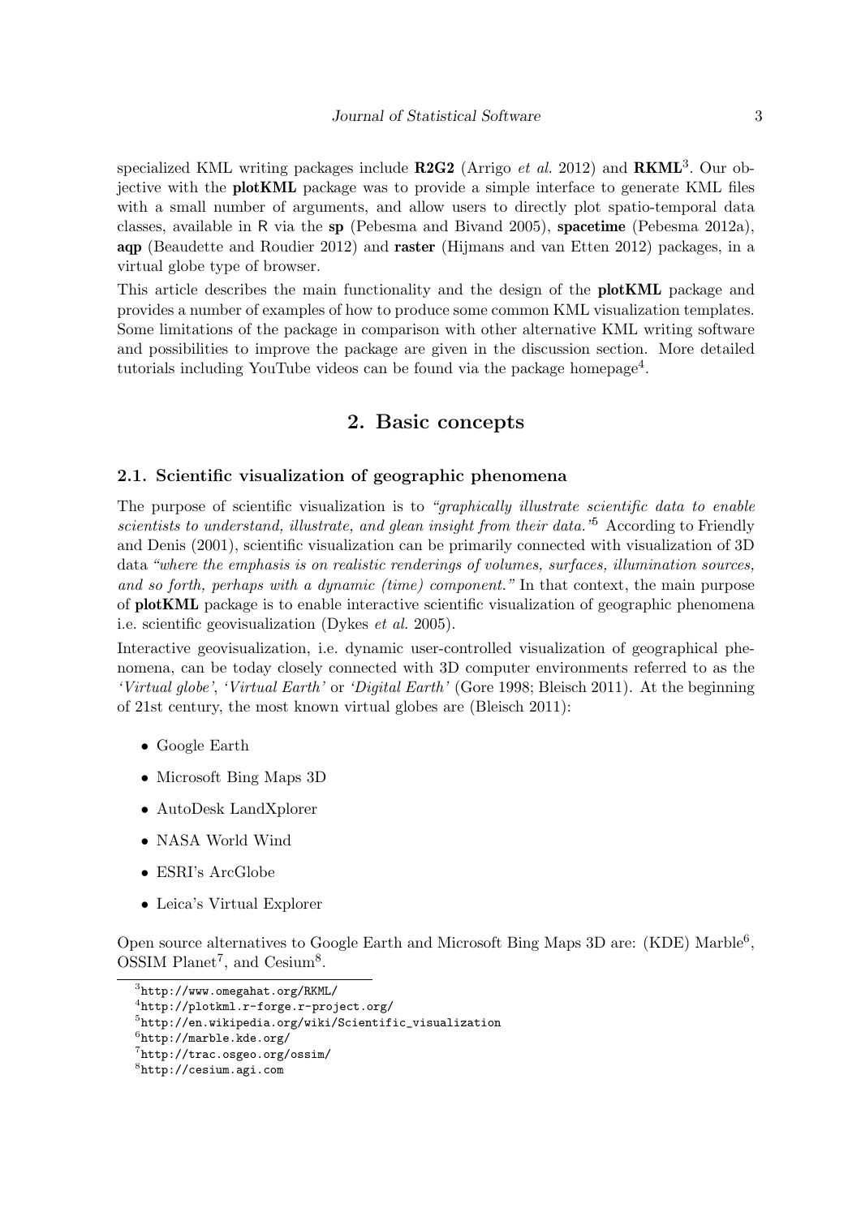specialized KML writing packages include **R2G2** (Arrigo *et al.* 2012) and **RKML**[3]. Our objective with the **plotKML** package was to provide a simple interface to generate KML files with a small number of arguments, and allow users to directly plot spatio-temporal data classes, available in R via the **sp** (Pebesma and Bivand 2005), **spacetime** (Pebesma 2012a), **aqp** (Beaudette and Roudier 2012) and **raster** (Hijmans and van Etten 2012) packages, in a virtual globe type of browser.

This article describes the main functionality and the design of the **plotKML** package and provides a number of examples of how to produce some common KML visualization templates. Some limitations of the package in comparison with other alternative KML writing software and possibilities to improve the package are given in the discussion section. More detailed tutorials including YouTube videos can be found via the package homepage[4].

## 2. Basic concepts

### 2.1. Scientific visualization of geographic phenomena

The purpose of scientific visualization is to *"graphically illustrate scientific data to enable scientists to understand, illustrate, and glean insight from their data."*[5] According to Friendly and Denis (2001), scientific visualization can be primarily connected with visualization of 3D data *"where the emphasis is on realistic renderings of volumes, surfaces, illumination sources, and so forth, perhaps with a dynamic (time) component."* In that context, the main purpose of **plotKML** package is to enable interactive scientific visualization of geographic phenomena i.e. scientific geovisualization (Dykes *et al.* 2005).

Interactive geovisualization, i.e. dynamic user-controlled visualization of geographical phenomena, can be today closely connected with 3D computer environments referred to as the *'Virtual globe'*, *'Virtual Earth'* or *'Digital Earth'* (Gore 1998; Bleisch 2011). At the beginning of 21st century, the most known virtual globes are (Bleisch 2011):

- Google Earth
- Microsoft Bing Maps 3D
- AutoDesk LandXplorer
- NASA World Wind
- ESRI's ArcGlobe
- Leica's Virtual Explorer

Open source alternatives to Google Earth and Microsoft Bing Maps 3D are: (KDE) Marble[6], OSSIM Planet[7], and Cesium[8].

---

[3] http://www.omegahat.org/RKML/
[4] http://plotkml.r-forge.r-project.org/
[5] http://en.wikipedia.org/wiki/Scientific_visualization
[6] http://marble.kde.org/
[7] http://trac.osgeo.org/ossim/
[8] http://cesium.agi.com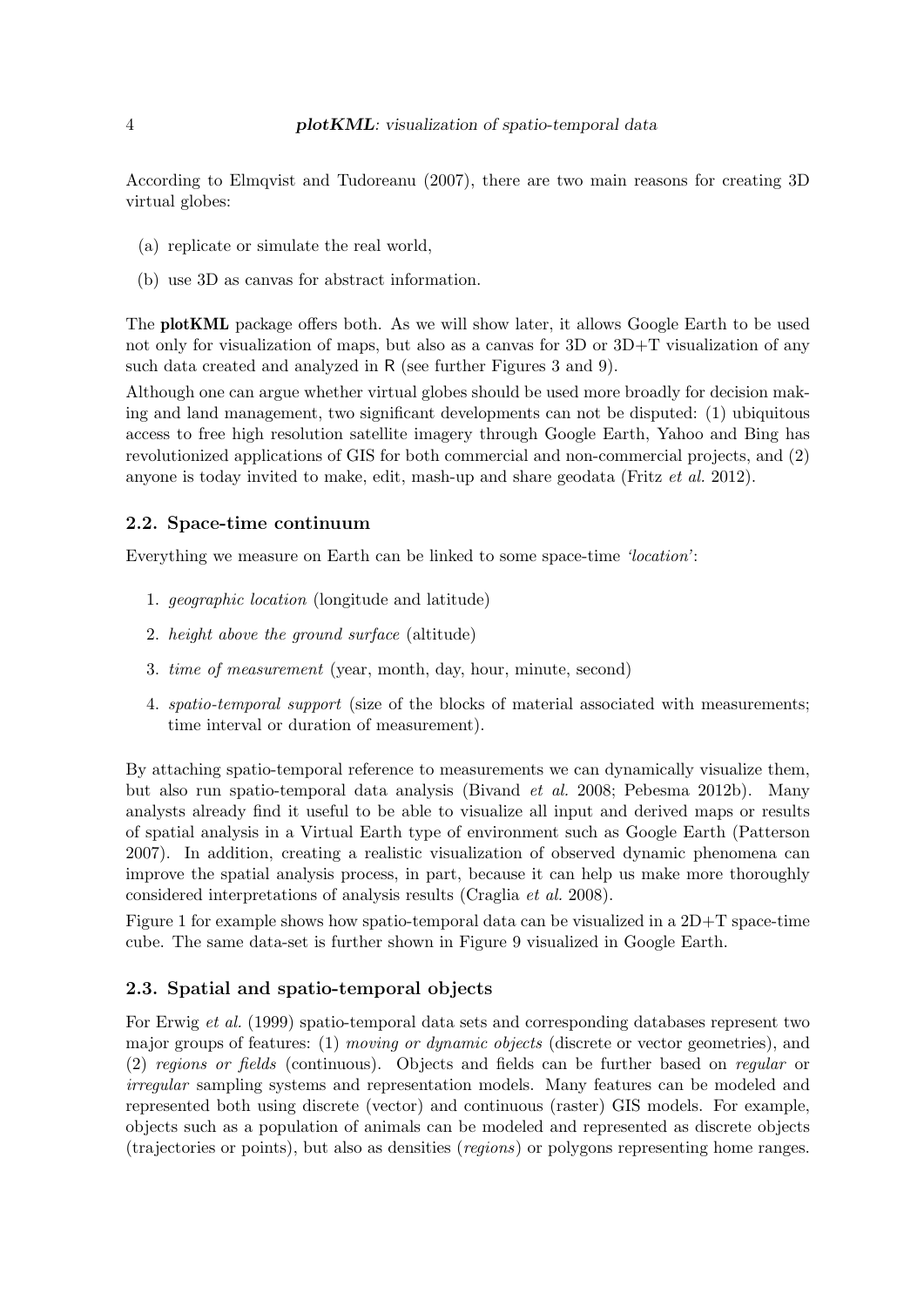According to Elmqvist and Tudoreanu (2007), there are two main reasons for creating 3D virtual globes:

(a) replicate or simulate the real world,

(b) use 3D as canvas for abstract information.

The **plotKML** package offers both. As we will show later, it allows Google Earth to be used not only for visualization of maps, but also as a canvas for 3D or 3D+T visualization of any such data created and analyzed in R (see further Figures 3 and 9).

Although one can argue whether virtual globes should be used more broadly for decision making and land management, two significant developments can not be disputed: (1) ubiquitous access to free high resolution satellite imagery through Google Earth, Yahoo and Bing has revolutionized applications of GIS for both commercial and non-commercial projects, and (2) anyone is today invited to make, edit, mash-up and share geodata (Fritz *et al.* 2012).

### 2.2. Space-time continuum

Everything we measure on Earth can be linked to some space-time *'location'*:

1. *geographic location* (longitude and latitude)
2. *height above the ground surface* (altitude)
3. *time of measurement* (year, month, day, hour, minute, second)
4. *spatio-temporal support* (size of the blocks of material associated with measurements; time interval or duration of measurement).

By attaching spatio-temporal reference to measurements we can dynamically visualize them, but also run spatio-temporal data analysis (Bivand *et al.* 2008; Pebesma 2012b). Many analysts already find it useful to be able to visualize all input and derived maps or results of spatial analysis in a Virtual Earth type of environment such as Google Earth (Patterson 2007). In addition, creating a realistic visualization of observed dynamic phenomena can improve the spatial analysis process, in part, because it can help us make more thoroughly considered interpretations of analysis results (Craglia *et al.* 2008).

Figure 1 for example shows how spatio-temporal data can be visualized in a 2D+T space-time cube. The same data-set is further shown in Figure 9 visualized in Google Earth.

### 2.3. Spatial and spatio-temporal objects

For Erwig *et al.* (1999) spatio-temporal data sets and corresponding databases represent two major groups of features: (1) *moving or dynamic objects* (discrete or vector geometries), and (2) *regions or fields* (continuous). Objects and fields can be further based on *regular* or *irregular* sampling systems and representation models. Many features can be modeled and represented both using discrete (vector) and continuous (raster) GIS models. For example, objects such as a population of animals can be modeled and represented as discrete objects (trajectories or points), but also as densities (*regions*) or polygons representing home ranges.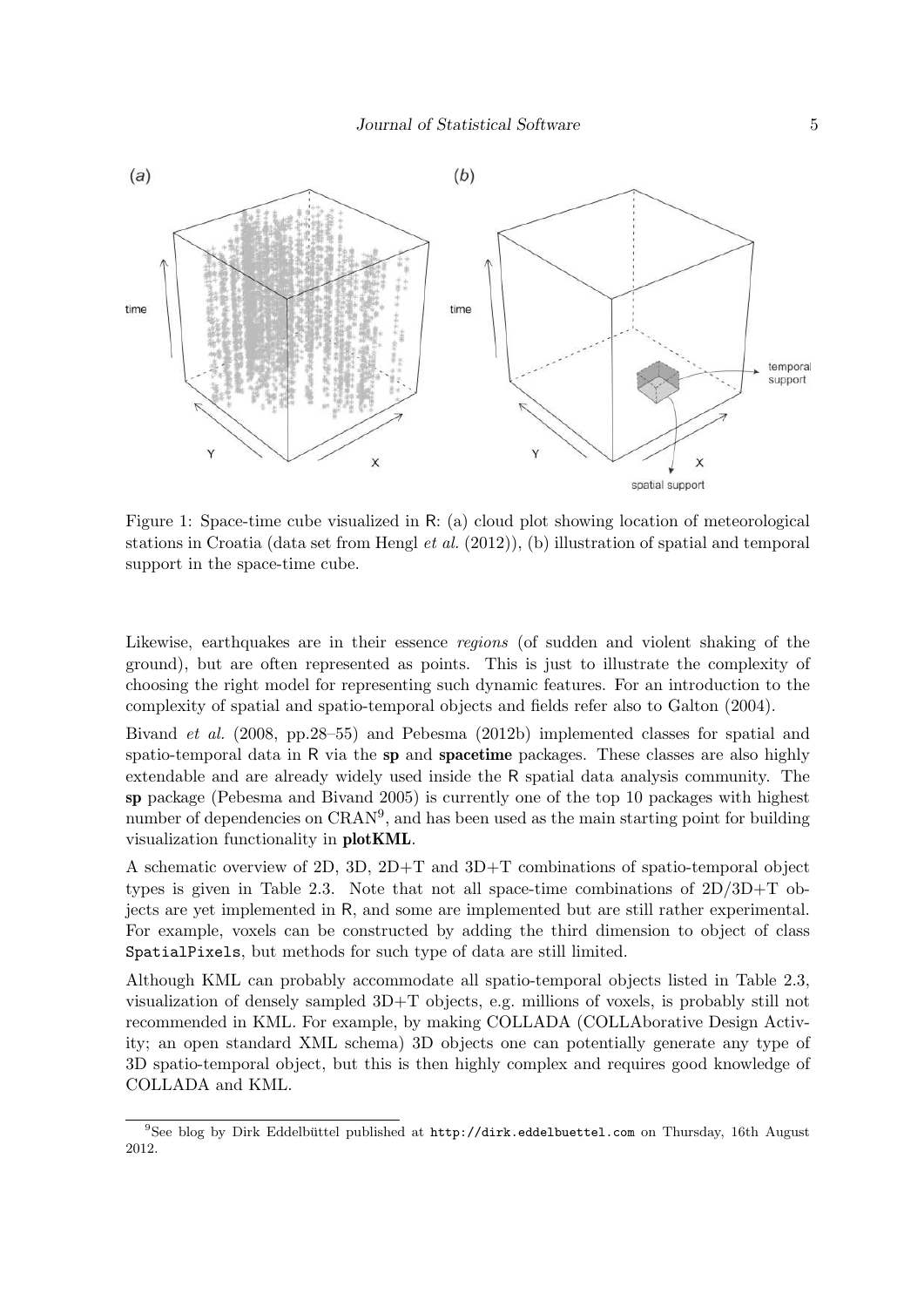Figure 1: Space-time cube visualized in R: (a) cloud plot showing location of meteorological stations in Croatia (data set from Hengl *et al.* (2012)), (b) illustration of spatial and temporal support in the space-time cube.

Likewise, earthquakes are in their essence *regions* (of sudden and violent shaking of the ground), but are often represented as points. This is just to illustrate the complexity of choosing the right model for representing such dynamic features. For an introduction to the complexity of spatial and spatio-temporal objects and fields refer also to Galton (2004).

Bivand *et al.* (2008, pp.28–55) and Pebesma (2012b) implemented classes for spatial and spatio-temporal data in R via the **sp** and **spacetime** packages. These classes are also highly extendable and are already widely used inside the R spatial data analysis community. The **sp** package (Pebesma and Bivand 2005) is currently one of the top 10 packages with highest number of dependencies on CRAN[9], and has been used as the main starting point for building visualization functionality in **plotKML**.

A schematic overview of 2D, 3D, 2D+T and 3D+T combinations of spatio-temporal object types is given in Table 2.3. Note that not all space-time combinations of 2D/3D+T objects are yet implemented in R, and some are implemented but are still rather experimental. For example, voxels can be constructed by adding the third dimension to object of class `SpatialPixels`, but methods for such type of data are still limited.

Although KML can probably accommodate all spatio-temporal objects listed in Table 2.3, visualization of densely sampled 3D+T objects, e.g. millions of voxels, is probably still not recommended in KML. For example, by making COLLADA (COLLAborative Design Activity; an open standard XML schema) 3D objects one can potentially generate any type of 3D spatio-temporal object, but this is then highly complex and requires good knowledge of COLLADA and KML.

[9] See blog by Dirk Eddelbüttel published at `http://dirk.eddelbuettel.com` on Thursday, 16th August 2012.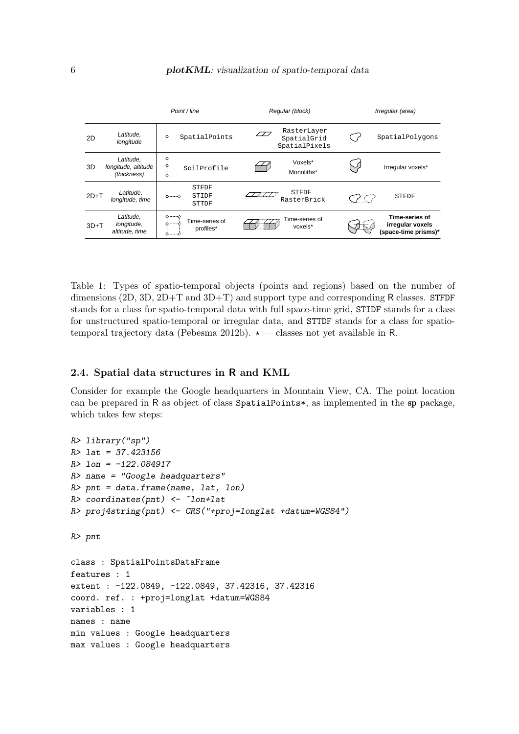|  |  | *Point / line* | *Regular (block)* | *Irregular (area)* |
|---|---|---|---|---|
| 2D | *Latitude, longitude* | SpatialPoints | RasterLayer SpatialGrid SpatialPixels | SpatialPolygons |
| 3D | *Latitude, longitude, altitude (thickness)* | SoilProfile | Voxels* Monoliths* | Irregular voxels* |
| 2D+T | *Latitude, longitude, time* | STFDF STIDF STTDF | STFDF RasterBrick | STFDF |
| 3D+T | *Latitude, longitude, altitude, time* | Time-series of profiles* | Time-series of voxels* | **Time-series of irregular voxels (space-time prisms)*** |

Table 1: Types of spatio-temporal objects (points and regions) based on the number of dimensions (2D, 3D, 2D+T and 3D+T) and support type and corresponding R classes. STFDF stands for a class for spatio-temporal data with full space-time grid, STIDF stands for a class for unstructured spatio-temporal or irregular data, and STTDF stands for a class for spatio-temporal trajectory data (Pebesma 2012b). $\star$ — classes not yet available in R.

### 2.4. Spatial data structures in R and KML

Consider for example the Google headquarters in Mountain View, CA. The point location can be prepared in R as object of class SpatialPoints*, as implemented in the **sp** package, which takes few steps:

```
R> library("sp")
R> lat = 37.423156
R> lon = -122.084917
R> name = "Google headquarters"
R> pnt = data.frame(name, lat, lon)
R> coordinates(pnt) <- ~lon+lat
R> proj4string(pnt) <- CRS("+proj=longlat +datum=WGS84")

R> pnt

class : SpatialPointsDataFrame
features : 1
extent : -122.0849, -122.0849, 37.42316, 37.42316
coord. ref. : +proj=longlat +datum=WGS84
variables : 1
names : name
min values : Google headquarters
max values : Google headquarters
```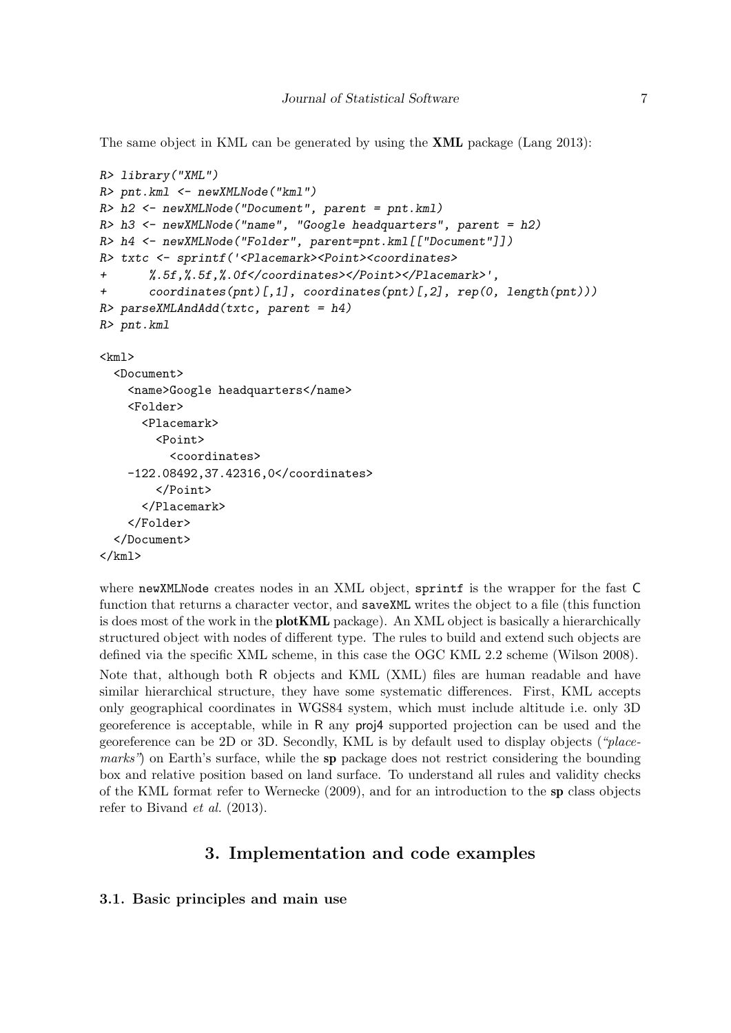The same object in KML can be generated by using the **XML** package (Lang 2013):

```
R> library("XML")
R> pnt.kml <- newXMLNode("kml")
R> h2 <- newXMLNode("Document", parent = pnt.kml)
R> h3 <- newXMLNode("name", "Google headquarters", parent = h2)
R> h4 <- newXMLNode("Folder", parent=pnt.kml[["Document"]])
R> txtc <- sprintf('<Placemark><Point><coordinates>
+      %.5f,%.5f,%.0f</coordinates></Point></Placemark>',
+      coordinates(pnt)[,1], coordinates(pnt)[,2], rep(0, length(pnt)))
R> parseXMLAndAdd(txtc, parent = h4)
R> pnt.kml

<kml>
  <Document>
    <name>Google headquarters</name>
    <Folder>
      <Placemark>
        <Point>
          <coordinates>
    -122.08492,37.42316,0</coordinates>
        </Point>
      </Placemark>
    </Folder>
  </Document>
</kml>
```

where `newXMLNode` creates nodes in an XML object, `sprintf` is the wrapper for the fast C function that returns a character vector, and `saveXML` writes the object to a file (this function is does most of the work in the **plotKML** package). An XML object is basically a hierarchically structured object with nodes of different type. The rules to build and extend such objects are defined via the specific XML scheme, in this case the OGC KML 2.2 scheme (Wilson 2008).

Note that, although both R objects and KML (XML) files are human readable and have similar hierarchical structure, they have some systematic differences. First, KML accepts only geographical coordinates in WGS84 system, which must include altitude i.e. only 3D georeference is acceptable, while in R any proj4 supported projection can be used and the georeference can be 2D or 3D. Secondly, KML is by default used to display objects (*"placemarks"*) on Earth's surface, while the **sp** package does not restrict considering the bounding box and relative position based on land surface. To understand all rules and validity checks of the KML format refer to Wernecke (2009), and for an introduction to the **sp** class objects refer to Bivand *et al.* (2013).

# 3. Implementation and code examples

## 3.1. Basic principles and main use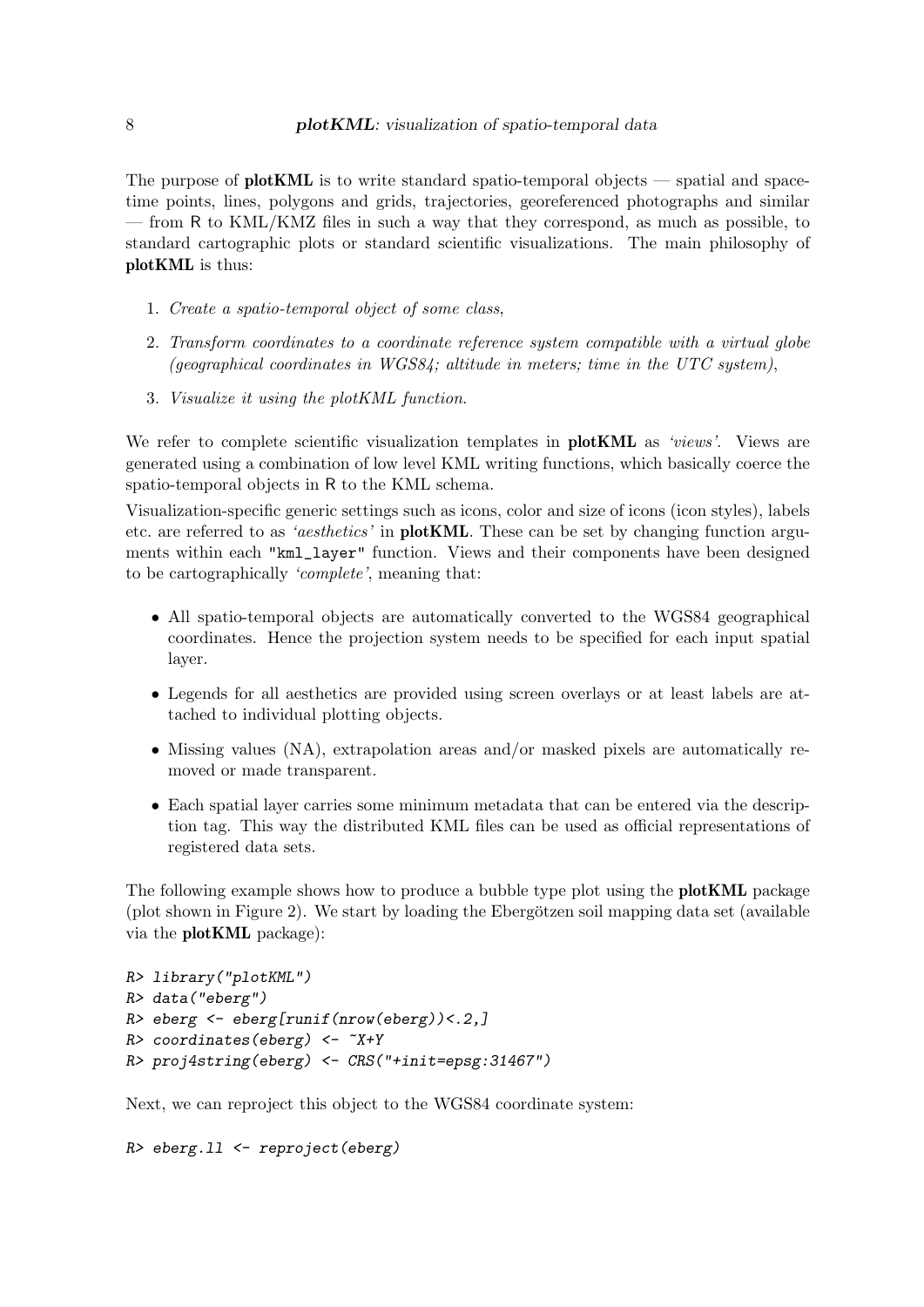The purpose of **plotKML** is to write standard spatio-temporal objects — spatial and space-time points, lines, polygons and grids, trajectories, georeferenced photographs and similar — from R to KML/KMZ files in such a way that they correspond, as much as possible, to standard cartographic plots or standard scientific visualizations. The main philosophy of **plotKML** is thus:

1. *Create a spatio-temporal object of some class*,
2. *Transform coordinates to a coordinate reference system compatible with a virtual globe (geographical coordinates in WGS84; altitude in meters; time in the UTC system)*,
3. *Visualize it using the plotKML function*.

We refer to complete scientific visualization templates in **plotKML** as *'views'*. Views are generated using a combination of low level KML writing functions, which basically coerce the spatio-temporal objects in R to the KML schema.

Visualization-specific generic settings such as icons, color and size of icons (icon styles), labels etc. are referred to as *'aesthetics'* in **plotKML**. These can be set by changing function arguments within each `"kml_layer"` function. Views and their components have been designed to be cartographically *'complete'*, meaning that:

- All spatio-temporal objects are automatically converted to the WGS84 geographical coordinates. Hence the projection system needs to be specified for each input spatial layer.
- Legends for all aesthetics are provided using screen overlays or at least labels are attached to individual plotting objects.
- Missing values (NA), extrapolation areas and/or masked pixels are automatically removed or made transparent.
- Each spatial layer carries some minimum metadata that can be entered via the description tag. This way the distributed KML files can be used as official representations of registered data sets.

The following example shows how to produce a bubble type plot using the **plotKML** package (plot shown in Figure 2). We start by loading the Ebergötzen soil mapping data set (available via the **plotKML** package):

```
R> library("plotKML")
R> data("eberg")
R> eberg <- eberg[runif(nrow(eberg))<.2,]
R> coordinates(eberg) <- ~X+Y
R> proj4string(eberg) <- CRS("+init=epsg:31467")
```

Next, we can reproject this object to the WGS84 coordinate system:

```
R> eberg.ll <- reproject(eberg)
```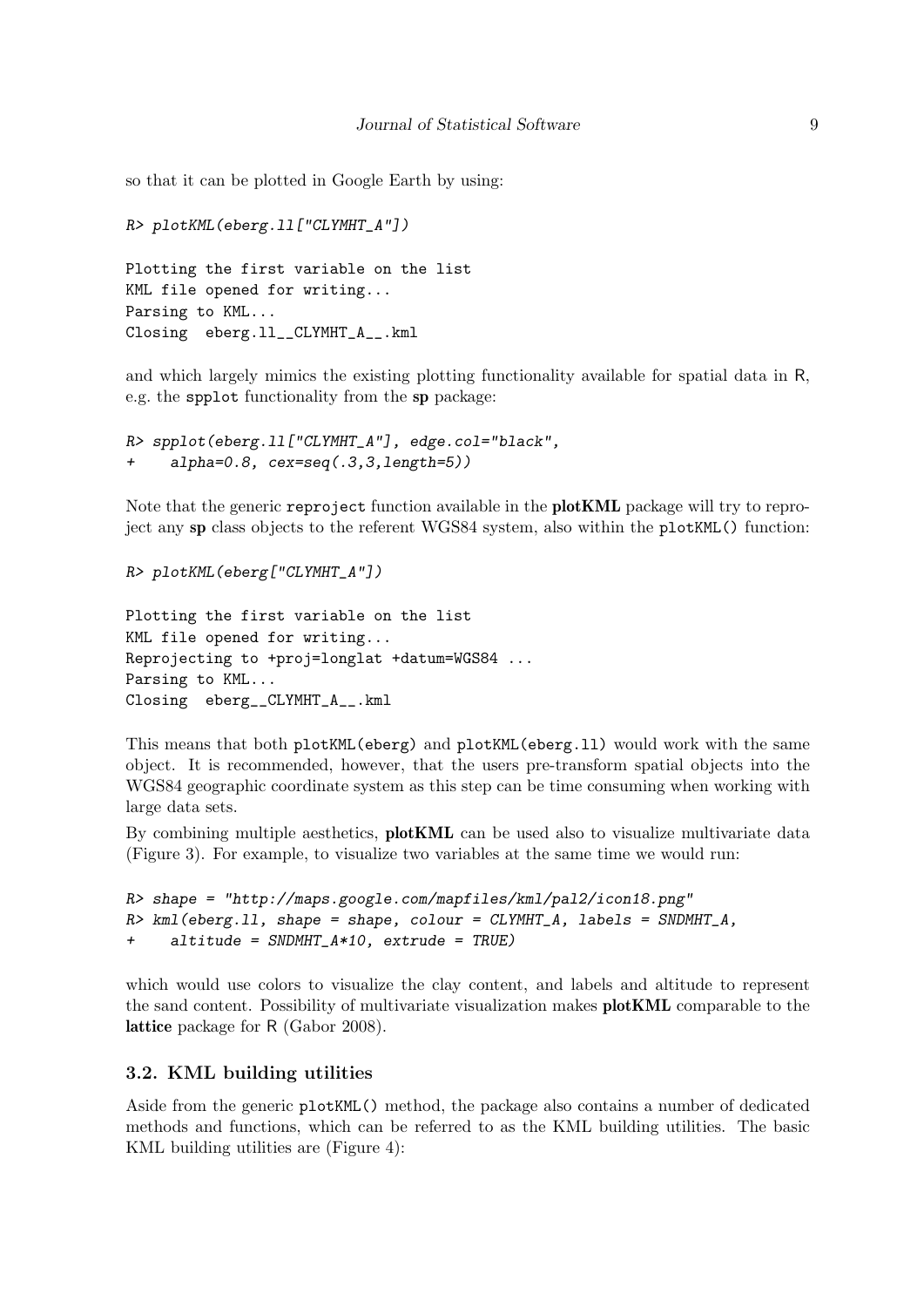so that it can be plotted in Google Earth by using:

```
R> plotKML(eberg.ll["CLYMHT_A"])

Plotting the first variable on the list
KML file opened for writing...
Parsing to KML...
Closing  eberg.ll__CLYMHT_A__.kml
```

and which largely mimics the existing plotting functionality available for spatial data in R, e.g. the `spplot` functionality from the **sp** package:

```
R> spplot(eberg.ll["CLYMHT_A"], edge.col="black",
+     alpha=0.8, cex=seq(.3,3,length=5))
```

Note that the generic `reproject` function available in the **plotKML** package will try to reproject any **sp** class objects to the referent WGS84 system, also within the `plotKML()` function:

```
R> plotKML(eberg["CLYMHT_A"])

Plotting the first variable on the list
KML file opened for writing...
Reprojecting to +proj=longlat +datum=WGS84 ...
Parsing to KML...
Closing  eberg__CLYMHT_A__.kml
```

This means that both `plotKML(eberg)` and `plotKML(eberg.ll)` would work with the same object. It is recommended, however, that the users pre-transform spatial objects into the WGS84 geographic coordinate system as this step can be time consuming when working with large data sets.

By combining multiple aesthetics, **plotKML** can be used also to visualize multivariate data (Figure 3). For example, to visualize two variables at the same time we would run:

```
R> shape = "http://maps.google.com/mapfiles/kml/pal2/icon18.png"
R> kml(eberg.ll, shape = shape, colour = CLYMHT_A, labels = SNDMHT_A,
+     altitude = SNDMHT_A*10, extrude = TRUE)
```

which would use colors to visualize the clay content, and labels and altitude to represent the sand content. Possibility of multivariate visualization makes **plotKML** comparable to the **lattice** package for R (Gabor 2008).

### 3.2. KML building utilities

Aside from the generic `plotKML()` method, the package also contains a number of dedicated methods and functions, which can be referred to as the KML building utilities. The basic KML building utilities are (Figure 4):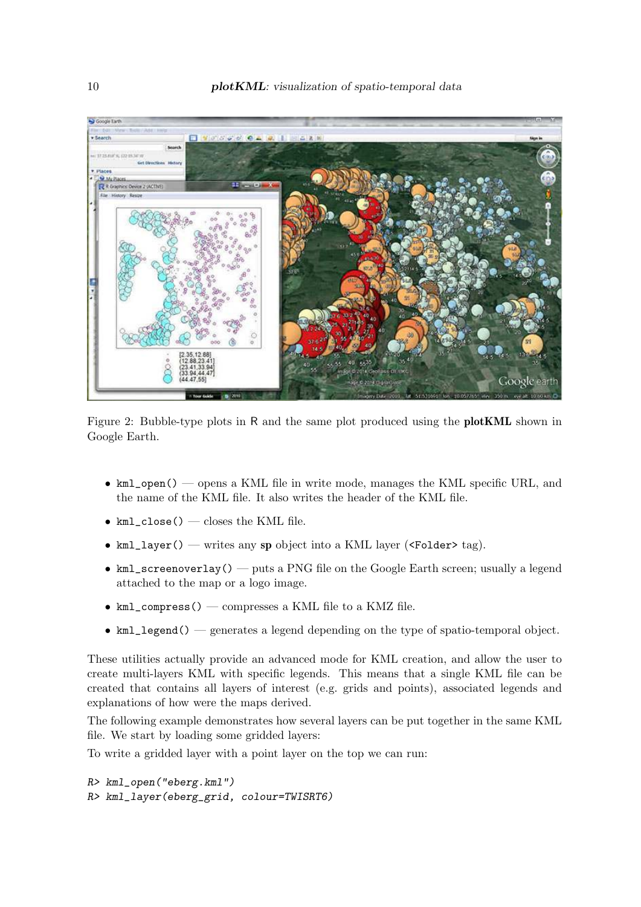Figure 2: Bubble-type plots in R and the same plot produced using the **plotKML** shown in Google Earth.

- `kml_open()` — opens a KML file in write mode, manages the KML specific URL, and the name of the KML file. It also writes the header of the KML file.
- `kml_close()` — closes the KML file.
- `kml_layer()` — writes any **sp** object into a KML layer (`<Folder>` tag).
- `kml_screenoverlay()` — puts a PNG file on the Google Earth screen; usually a legend attached to the map or a logo image.
- `kml_compress()` — compresses a KML file to a KMZ file.
- `kml_legend()` — generates a legend depending on the type of spatio-temporal object.

These utilities actually provide an advanced mode for KML creation, and allow the user to create multi-layers KML with specific legends. This means that a single KML file can be created that contains all layers of interest (e.g. grids and points), associated legends and explanations of how were the maps derived.

The following example demonstrates how several layers can be put together in the same KML file. We start by loading some gridded layers:

To write a gridded layer with a point layer on the top we can run:

```
R> kml_open("eberg.kml")
R> kml_layer(eberg_grid, colour=TWISRT6)
```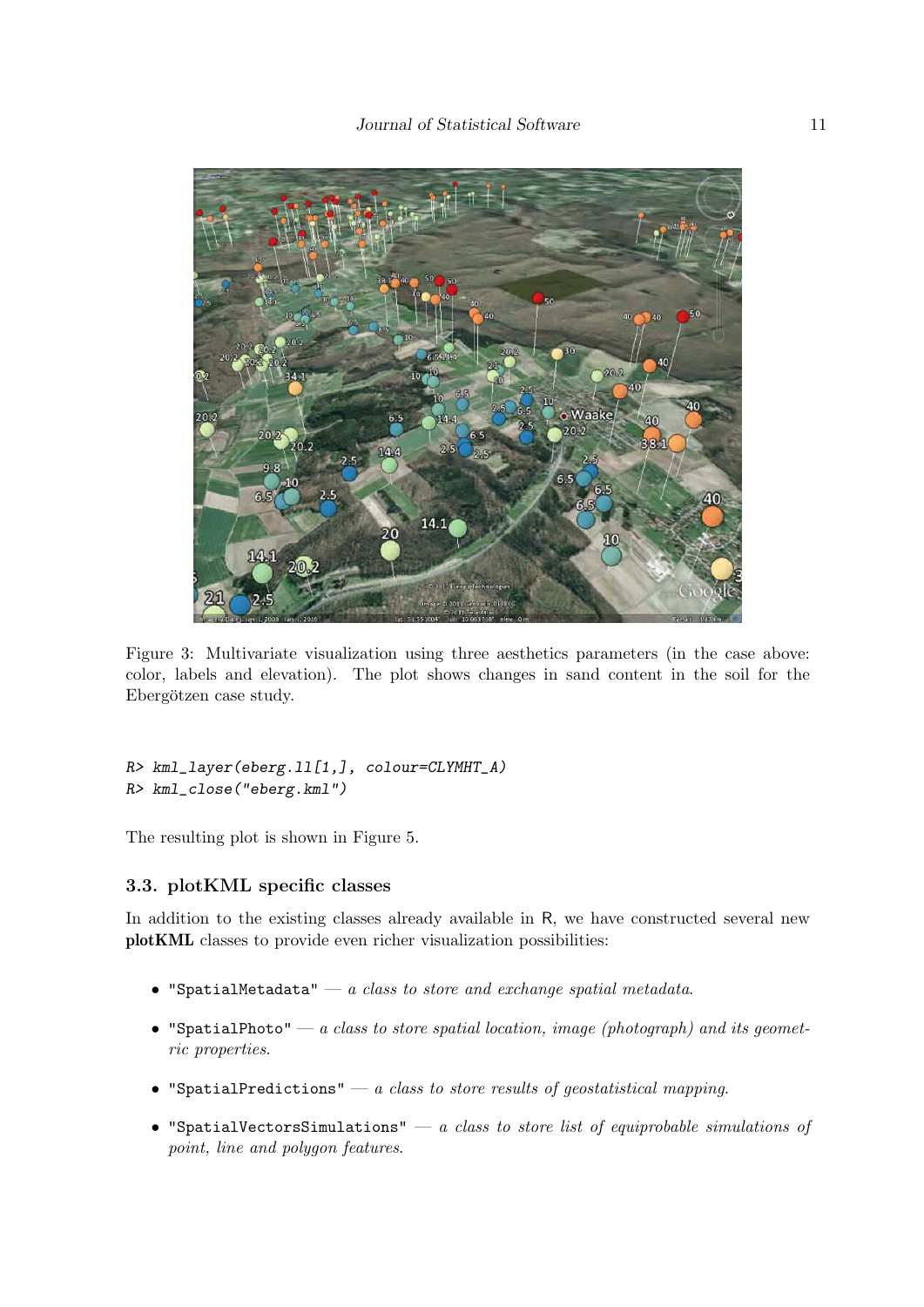Figure 3: Multivariate visualization using three aesthetics parameters (in the case above: color, labels and elevation). The plot shows changes in sand content in the soil for the Ebergötzen case study.

```
R> kml_layer(eberg.ll[1,], colour=CLYMHT_A)
R> kml_close("eberg.kml")
```

The resulting plot is shown in Figure 5.

### 3.3. plotKML specific classes

In addition to the existing classes already available in R, we have constructed several new **plotKML** classes to provide even richer visualization possibilities:

- `"SpatialMetadata"` — *a class to store and exchange spatial metadata.*
- `"SpatialPhoto"` — *a class to store spatial location, image (photograph) and its geometric properties.*
- `"SpatialPredictions"` — *a class to store results of geostatistical mapping.*
- `"SpatialVectorsSimulations"` — *a class to store list of equiprobable simulations of point, line and polygon features.*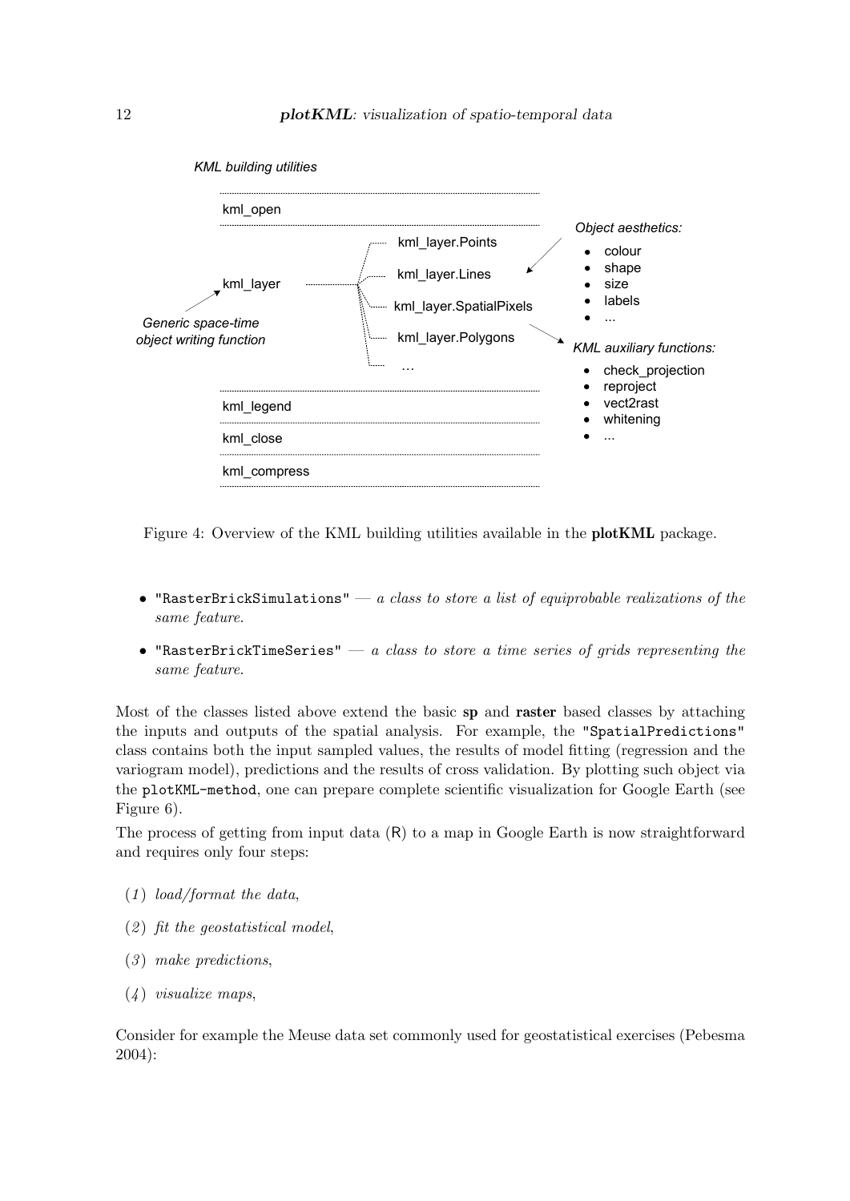KML building utilities

kml_open

kml_layer — Generic space-time object writing function

- kml_layer.Points
- kml_layer.Lines
- kml_layer.SpatialPixels
- kml_layer.Polygons
- ...

Object aesthetics:

- colour
- shape
- size
- labels
- ...

KML auxiliary functions:

- check_projection
- reproject
- vect2rast
- whitening
- ...

kml_legend

kml_close

kml_compress

Figure 4: Overview of the KML building utilities available in the **plotKML** package.

- "RasterBrickSimulations" — *a class to store a list of equiprobable realizations of the same feature.*
- "RasterBrickTimeSeries" — *a class to store a time series of grids representing the same feature.*

Most of the classes listed above extend the basic **sp** and **raster** based classes by attaching the inputs and outputs of the spatial analysis. For example, the "SpatialPredictions" class contains both the input sampled values, the results of model fitting (regression and the variogram model), predictions and the results of cross validation. By plotting such object via the plotKML-method, one can prepare complete scientific visualization for Google Earth (see Figure 6).

The process of getting from input data (R) to a map in Google Earth is now straightforward and requires only four steps:

(*1*) *load/format the data*,

(*2*) *fit the geostatistical model*,

(*3*) *make predictions*,

(*4*) *visualize maps*,

Consider for example the Meuse data set commonly used for geostatistical exercises (Pebesma 2004):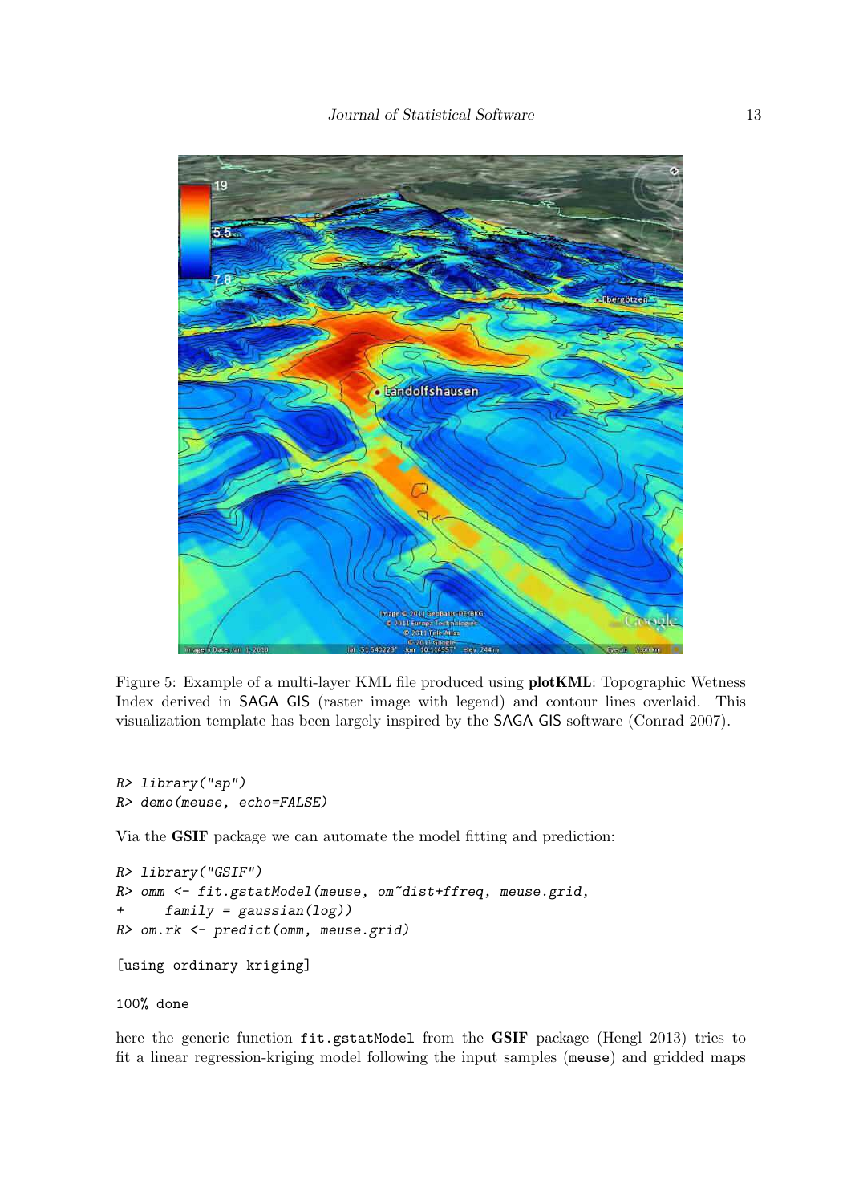Figure 5: Example of a multi-layer KML file produced using **plotKML**: Topographic Wetness Index derived in SAGA GIS (raster image with legend) and contour lines overlaid. This visualization template has been largely inspired by the SAGA GIS software (Conrad 2007).

```
R> library("sp")
R> demo(meuse, echo=FALSE)
```

Via the **GSIF** package we can automate the model fitting and prediction:

```
R> library("GSIF")
R> omm <- fit.gstatModel(meuse, om~dist+ffreq, meuse.grid,
+     family = gaussian(log))
R> om.rk <- predict(omm, meuse.grid)
```

```
[using ordinary kriging]

100% done
```

here the generic function `fit.gstatModel` from the **GSIF** package (Hengl 2013) tries to fit a linear regression-kriging model following the input samples (`meuse`) and gridded maps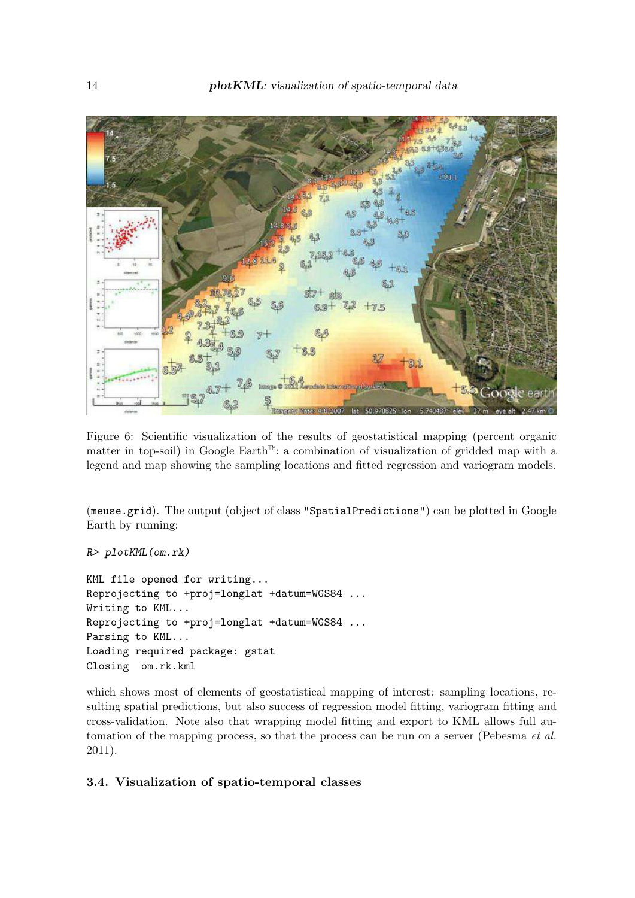Figure 6: Scientific visualization of the results of geostatistical mapping (percent organic matter in top-soil) in Google Earth™: a combination of visualization of gridded map with a legend and map showing the sampling locations and fitted regression and variogram models.

(`meuse.grid`). The output (object of class `"SpatialPredictions"`) can be plotted in Google Earth by running:

```
R> plotKML(om.rk)
```

```
KML file opened for writing...
Reprojecting to +proj=longlat +datum=WGS84 ...
Writing to KML...
Reprojecting to +proj=longlat +datum=WGS84 ...
Parsing to KML...
Loading required package: gstat
Closing  om.rk.kml
```

which shows most of elements of geostatistical mapping of interest: sampling locations, resulting spatial predictions, but also success of regression model fitting, variogram fitting and cross-validation. Note also that wrapping model fitting and export to KML allows full automation of the mapping process, so that the process can be run on a server (Pebesma *et al.* 2011).

### 3.4. Visualization of spatio-temporal classes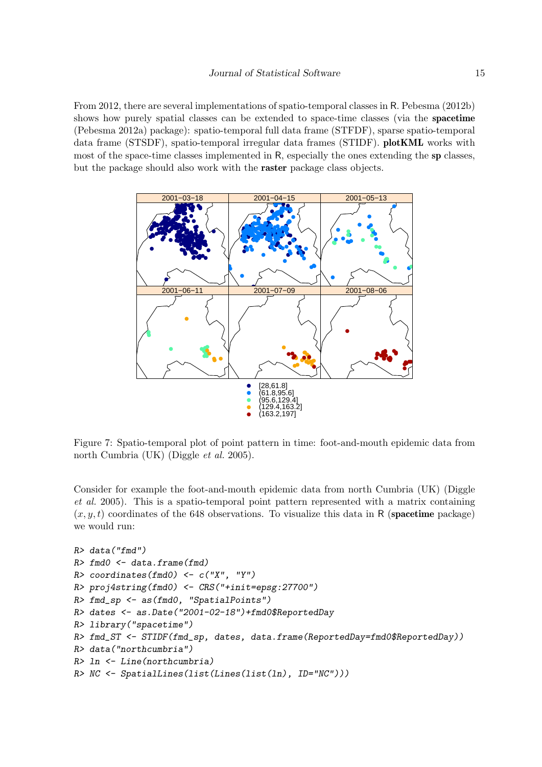From 2012, there are several implementations of spatio-temporal classes in R. Pebesma (2012b) shows how purely spatial classes can be extended to space-time classes (via the **spacetime** (Pebesma 2012a) package): spatio-temporal full data frame (STFDF), sparse spatio-temporal data frame (STSDF), spatio-temporal irregular data frames (STIDF). **plotKML** works with most of the space-time classes implemented in R, especially the ones extending the **sp** classes, but the package should also work with the **raster** package class objects.

Figure 7: Spatio-temporal plot of point pattern in time: foot-and-mouth epidemic data from north Cumbria (UK) (Diggle *et al.* 2005).

Consider for example the foot-and-mouth epidemic data from north Cumbria (UK) (Diggle *et al.* 2005). This is a spatio-temporal point pattern represented with a matrix containing $(x, y, t)$ coordinates of the 648 observations. To visualize this data in R (**spacetime** package) we would run:

```
R> data("fmd")
R> fmd0 <- data.frame(fmd)
R> coordinates(fmd0) <- c("X", "Y")
R> proj4string(fmd0) <- CRS("+init=epsg:27700")
R> fmd_sp <- as(fmd0, "SpatialPoints")
R> dates <- as.Date("2001-02-18")+fmd0$ReportedDay
R> library("spacetime")
R> fmd_ST <- STIDF(fmd_sp, dates, data.frame(ReportedDay=fmd0$ReportedDay))
R> data("northcumbria")
R> ln <- Line(northcumbria)
R> NC <- SpatialLines(list(Lines(list(ln), ID="NC")))
```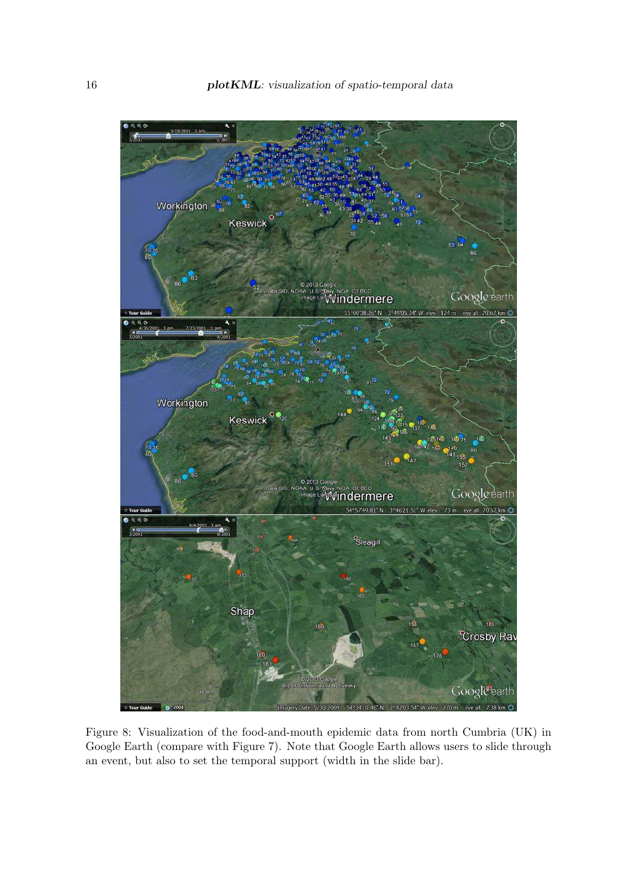Figure 8: Visualization of the food-and-mouth epidemic data from north Cumbria (UK) in Google Earth (compare with Figure 7). Note that Google Earth allows users to slide through an event, but also to set the temporal support (width in the slide bar).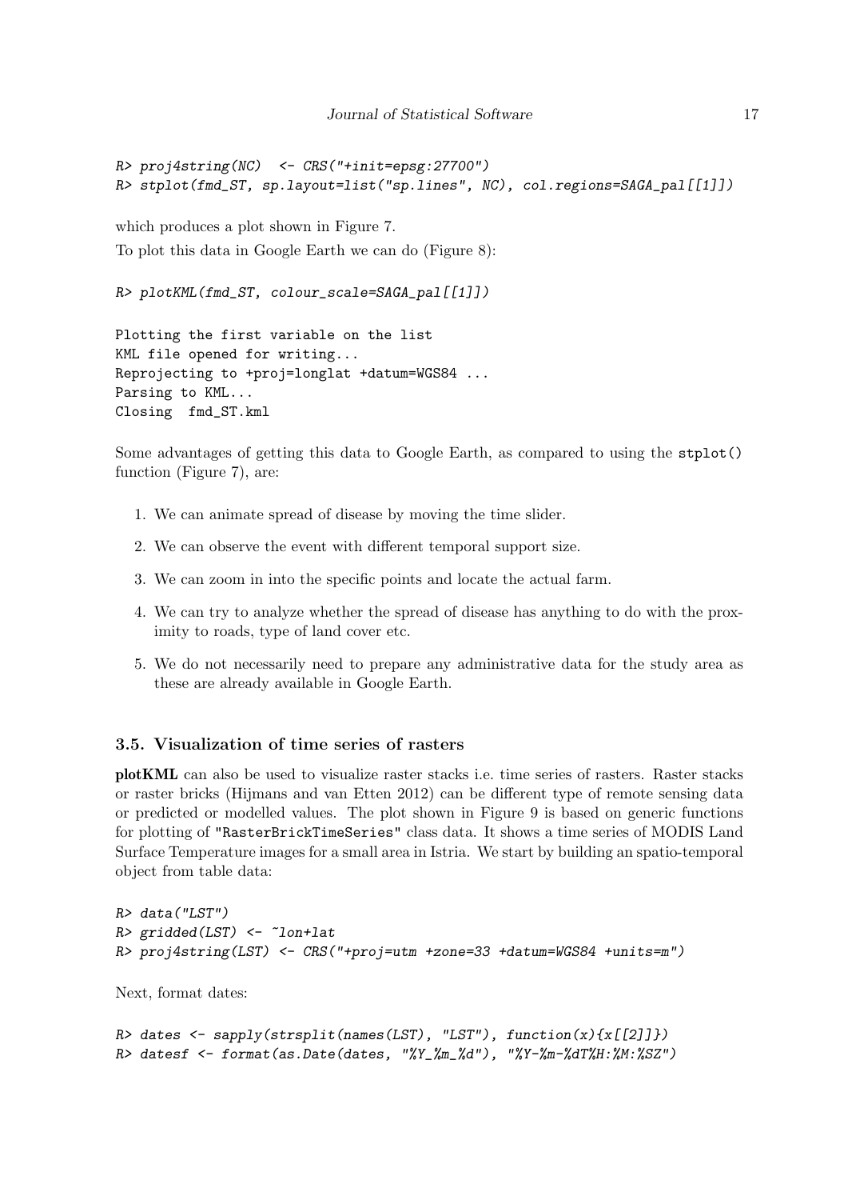```
R> proj4string(NC)  <- CRS("+init=epsg:27700")
R> stplot(fmd_ST, sp.layout=list("sp.lines", NC), col.regions=SAGA_pal[[1]])
```

which produces a plot shown in Figure 7.

To plot this data in Google Earth we can do (Figure 8):

```
R> plotKML(fmd_ST, colour_scale=SAGA_pal[[1]])

Plotting the first variable on the list
KML file opened for writing...
Reprojecting to +proj=longlat +datum=WGS84 ...
Parsing to KML...
Closing  fmd_ST.kml
```

Some advantages of getting this data to Google Earth, as compared to using the `stplot()` function (Figure 7), are:

1. We can animate spread of disease by moving the time slider.
2. We can observe the event with different temporal support size.
3. We can zoom in into the specific points and locate the actual farm.
4. We can try to analyze whether the spread of disease has anything to do with the proximity to roads, type of land cover etc.
5. We do not necessarily need to prepare any administrative data for the study area as these are already available in Google Earth.

### 3.5. Visualization of time series of rasters

**plotKML** can also be used to visualize raster stacks i.e. time series of rasters. Raster stacks or raster bricks (Hijmans and van Etten 2012) can be different type of remote sensing data or predicted or modelled values. The plot shown in Figure 9 is based on generic functions for plotting of `"RasterBrickTimeSeries"` class data. It shows a time series of MODIS Land Surface Temperature images for a small area in Istria. We start by building an spatio-temporal object from table data:

```
R> data("LST")
R> gridded(LST) <- ~lon+lat
R> proj4string(LST) <- CRS("+proj=utm +zone=33 +datum=WGS84 +units=m")
```

Next, format dates:

```
R> dates <- sapply(strsplit(names(LST), "LST"), function(x){x[[2]]})
R> datesf <- format(as.Date(dates, "%Y_%m_%d"), "%Y-%m-%dT%H:%M:%SZ")
```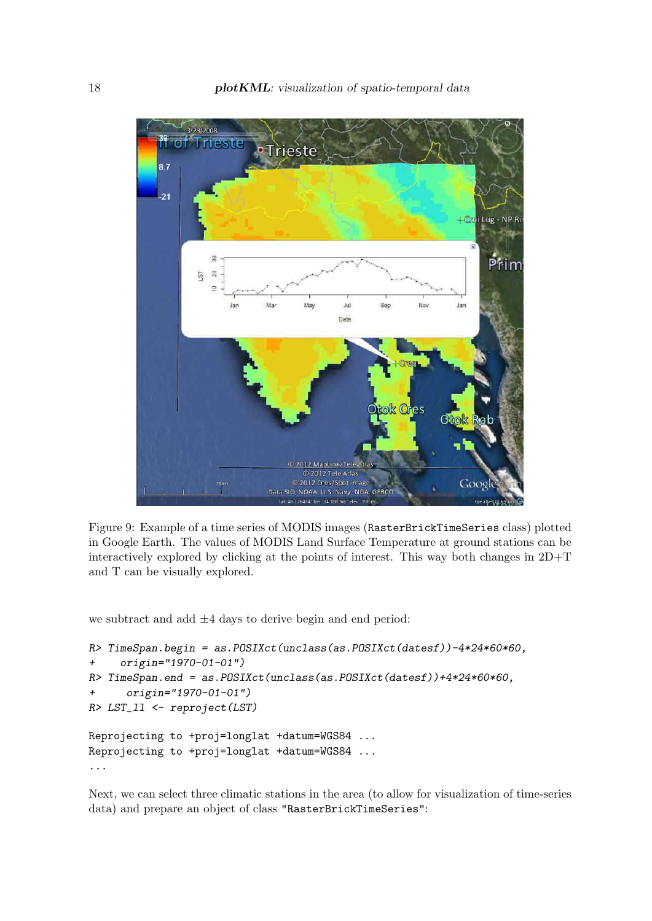Figure 9: Example of a time series of MODIS images (RasterBrickTimeSeries class) plotted in Google Earth. The values of MODIS Land Surface Temperature at ground stations can be interactively explored by clicking at the points of interest. This way both changes in 2D+T and T can be visually explored.

we subtract and add ±4 days to derive begin and end period:

```
R> TimeSpan.begin = as.POSIXct(unclass(as.POSIXct(datesf))-4*24*60*60,
+    origin="1970-01-01")
R> TimeSpan.end = as.POSIXct(unclass(as.POSIXct(datesf))+4*24*60*60,
+     origin="1970-01-01")
R> LST_ll <- reproject(LST)

Reprojecting to +proj=longlat +datum=WGS84 ...
Reprojecting to +proj=longlat +datum=WGS84 ...
...
```

Next, we can select three climatic stations in the area (to allow for visualization of time-series data) and prepare an object of class "RasterBrickTimeSeries":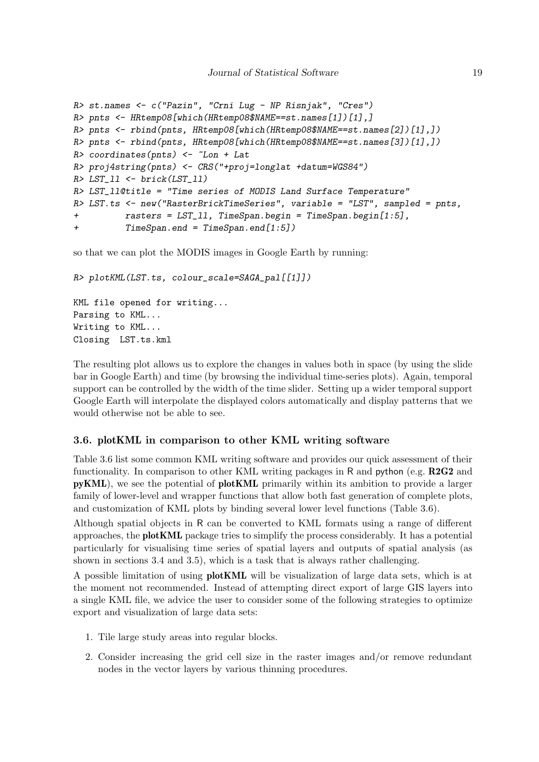```
R> st.names <- c("Pazin", "Crni Lug - NP Risnjak", "Cres")
R> pnts <- HRtemp08[which(HRtemp08$NAME==st.names[1])[1],]
R> pnts <- rbind(pnts, HRtemp08[which(HRtemp08$NAME==st.names[2])[1],])
R> pnts <- rbind(pnts, HRtemp08[which(HRtemp08$NAME==st.names[3])[1],])
R> coordinates(pnts) <- ~Lon + Lat
R> proj4string(pnts) <- CRS("+proj=longlat +datum=WGS84")
R> LST_ll <- brick(LST_ll)
R> LST_ll@title = "Time series of MODIS Land Surface Temperature"
R> LST.ts <- new("RasterBrickTimeSeries", variable = "LST", sampled = pnts,
+         rasters = LST_ll, TimeSpan.begin = TimeSpan.begin[1:5],
+         TimeSpan.end = TimeSpan.end[1:5])
```

so that we can plot the MODIS images in Google Earth by running:

```
R> plotKML(LST.ts, colour_scale=SAGA_pal[[1]])

KML file opened for writing...
Parsing to KML...
Writing to KML...
Closing  LST.ts.kml
```

The resulting plot allows us to explore the changes in values both in space (by using the slide bar in Google Earth) and time (by browsing the individual time-series plots). Again, temporal support can be controlled by the width of the time slider. Setting up a wider temporal support Google Earth will interpolate the displayed colors automatically and display patterns that we would otherwise not be able to see.

### 3.6. plotKML in comparison to other KML writing software

Table 3.6 list some common KML writing software and provides our quick assessment of their functionality. In comparison to other KML writing packages in R and python (e.g. **R2G2** and **pyKML**), we see the potential of **plotKML** primarily within its ambition to provide a larger family of lower-level and wrapper functions that allow both fast generation of complete plots, and customization of KML plots by binding several lower level functions (Table 3.6).

Although spatial objects in R can be converted to KML formats using a range of different approaches, the **plotKML** package tries to simplify the process considerably. It has a potential particularly for visualising time series of spatial layers and outputs of spatial analysis (as shown in sections 3.4 and 3.5), which is a task that is always rather challenging.

A possible limitation of using **plotKML** will be visualization of large data sets, which is at the moment not recommended. Instead of attempting direct export of large GIS layers into a single KML file, we advice the user to consider some of the following strategies to optimize export and visualization of large data sets:

1. Tile large study areas into regular blocks.
2. Consider increasing the grid cell size in the raster images and/or remove redundant nodes in the vector layers by various thinning procedures.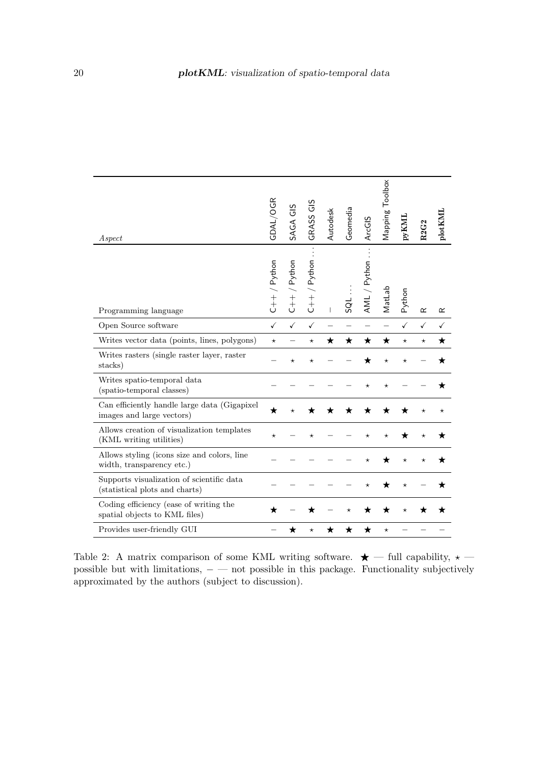| *Aspect* | GDAL/OGR | SAGA GIS | GRASS GIS | Autodesk | Geomedia | ArcGIS | Mapping Toolbox | **pyKML** | **R2G2** | **plotKML** |
|---|---|---|---|---|---|---|---|---|---|---|
| Programming language | C++ / Python | C++ / Python | C++ / Python … | – | SQL … | AML / Python … | MatLab | Python | R | R |
| Open Source software | ✓ | ✓ | ✓ | – | – | – | – | ✓ | ✓ | ✓ |
| Writes vector data (points, lines, polygons) | ⋆ | – | ⋆ | ★ | ★ | ★ | ★ | ⋆ | ⋆ | ★ |
| Writes rasters (single raster layer, raster stacks) | – | ⋆ | ⋆ | – | – | ★ | ⋆ | ⋆ | – | ★ |
| Writes spatio-temporal data (spatio-temporal classes) | – | – | – | – | – | ⋆ | ⋆ | – | – | ★ |
| Can efficiently handle large data (Gigapixel images and large vectors) | ★ | ⋆ | ★ | ★ | ★ | ★ | ★ | ★ | ⋆ | ⋆ |
| Allows creation of visualization templates (KML writing utilities) | ⋆ | – | ⋆ | – | – | ⋆ | ⋆ | ★ | ⋆ | ★ |
| Allows styling (icons size and colors, line width, transparency etc.) | – | – | – | – | – | ⋆ | ★ | ⋆ | ⋆ | ★ |
| Supports visualization of scientific data (statistical plots and charts) | – | – | – | – | – | ⋆ | ★ | ⋆ | – | ★ |
| Coding efficiency (ease of writing the spatial objects to KML files) | ★ | – | ★ | – | ⋆ | ★ | ★ | ⋆ | ★ | ★ |
| Provides user-friendly GUI | – | ★ | ⋆ | ★ | ★ | ★ | ⋆ | – | – | – |

Table 2: A matrix comparison of some KML writing software. ★ — full capability, ⋆ — possible but with limitations, – — not possible in this package. Functionality subjectively approximated by the authors (subject to discussion).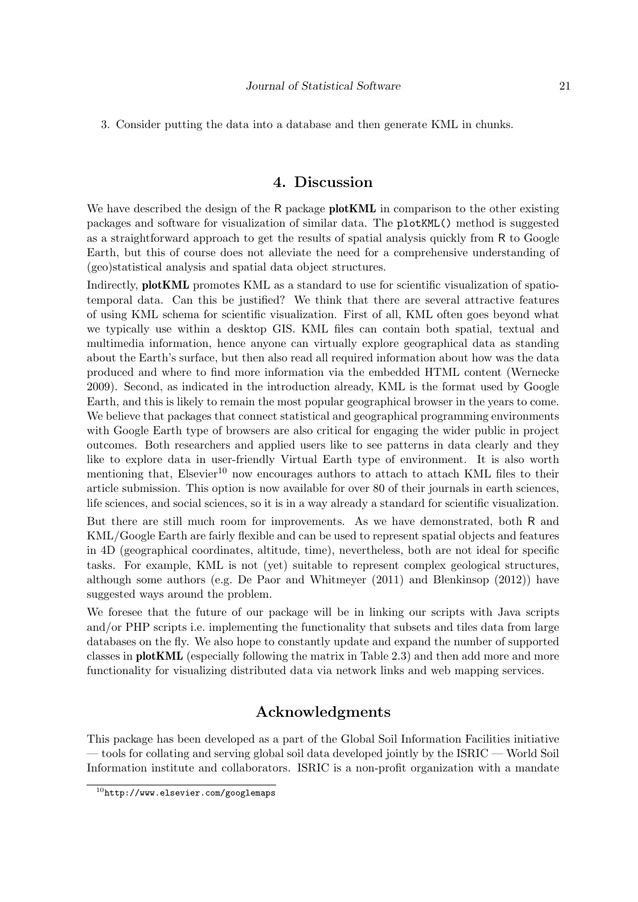3. Consider putting the data into a database and then generate KML in chunks.

# 4. Discussion

We have described the design of the R package **plotKML** in comparison to the other existing packages and software for visualization of similar data. The `plotKML()` method is suggested as a straightforward approach to get the results of spatial analysis quickly from R to Google Earth, but this of course does not alleviate the need for a comprehensive understanding of (geo)statistical analysis and spatial data object structures.

Indirectly, **plotKML** promotes KML as a standard to use for scientific visualization of spatio-temporal data. Can this be justified? We think that there are several attractive features of using KML schema for scientific visualization. First of all, KML often goes beyond what we typically use within a desktop GIS. KML files can contain both spatial, textual and multimedia information, hence anyone can virtually explore geographical data as standing about the Earth's surface, but then also read all required information about how was the data produced and where to find more information via the embedded HTML content (Wernecke 2009). Second, as indicated in the introduction already, KML is the format used by Google Earth, and this is likely to remain the most popular geographical browser in the years to come. We believe that packages that connect statistical and geographical programming environments with Google Earth type of browsers are also critical for engaging the wider public in project outcomes. Both researchers and applied users like to see patterns in data clearly and they like to explore data in user-friendly Virtual Earth type of environment. It is also worth mentioning that, Elsevier[10] now encourages authors to attach to attach KML files to their article submission. This option is now available for over 80 of their journals in earth sciences, life sciences, and social sciences, so it is in a way already a standard for scientific visualization.

But there are still much room for improvements. As we have demonstrated, both R and KML/Google Earth are fairly flexible and can be used to represent spatial objects and features in 4D (geographical coordinates, altitude, time), nevertheless, both are not ideal for specific tasks. For example, KML is not (yet) suitable to represent complex geological structures, although some authors (e.g. De Paor and Whitmeyer (2011) and Blenkinsop (2012)) have suggested ways around the problem.

We foresee that the future of our package will be in linking our scripts with Java scripts and/or PHP scripts i.e. implementing the functionality that subsets and tiles data from large databases on the fly. We also hope to constantly update and expand the number of supported classes in **plotKML** (especially following the matrix in Table 2.3) and then add more and more functionality for visualizing distributed data via network links and web mapping services.

# Acknowledgments

This package has been developed as a part of the Global Soil Information Facilities initiative — tools for collating and serving global soil data developed jointly by the ISRIC — World Soil Information institute and collaborators. ISRIC is a non-profit organization with a mandate

[10] `http://www.elsevier.com/googlemaps`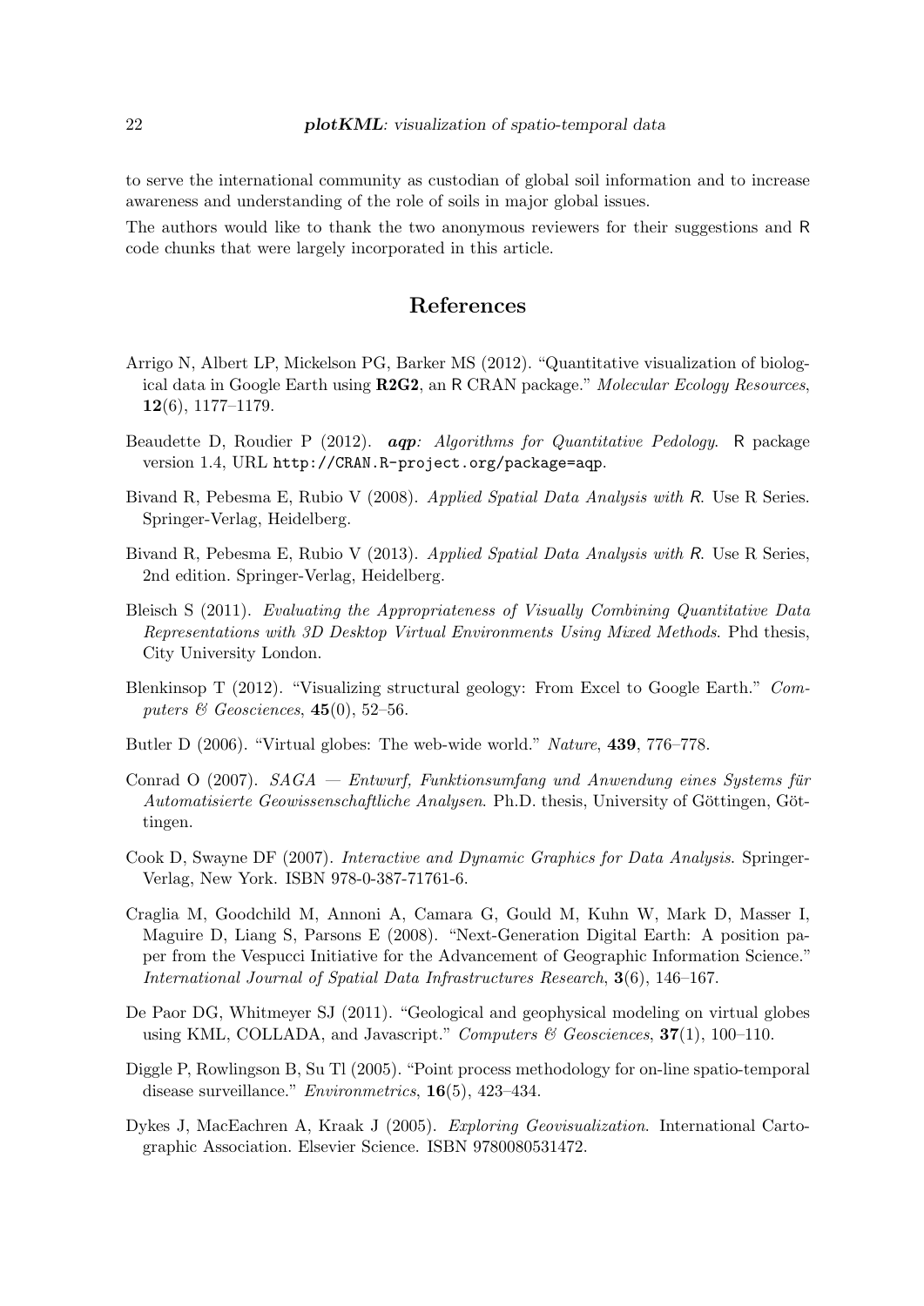to serve the international community as custodian of global soil information and to increase awareness and understanding of the role of soils in major global issues.

The authors would like to thank the two anonymous reviewers for their suggestions and R code chunks that were largely incorporated in this article.

## References

Arrigo N, Albert LP, Mickelson PG, Barker MS (2012). "Quantitative visualization of biological data in Google Earth using **R2G2**, an R CRAN package." *Molecular Ecology Resources*, **12**(6), 1177–1179.

Beaudette D, Roudier P (2012). ***aqp**: Algorithms for Quantitative Pedology*. R package version 1.4, URL http://CRAN.R-project.org/package=aqp.

Bivand R, Pebesma E, Rubio V (2008). *Applied Spatial Data Analysis with R*. Use R Series. Springer-Verlag, Heidelberg.

Bivand R, Pebesma E, Rubio V (2013). *Applied Spatial Data Analysis with R*. Use R Series, 2nd edition. Springer-Verlag, Heidelberg.

Bleisch S (2011). *Evaluating the Appropriateness of Visually Combining Quantitative Data Representations with 3D Desktop Virtual Environments Using Mixed Methods*. Phd thesis, City University London.

Blenkinsop T (2012). "Visualizing structural geology: From Excel to Google Earth." *Computers & Geosciences*, **45**(0), 52–56.

Butler D (2006). "Virtual globes: The web-wide world." *Nature*, **439**, 776–778.

Conrad O (2007). *SAGA — Entwurf, Funktionsumfang und Anwendung eines Systems für Automatisierte Geowissenschaftliche Analysen*. Ph.D. thesis, University of Göttingen, Göttingen.

Cook D, Swayne DF (2007). *Interactive and Dynamic Graphics for Data Analysis*. Springer-Verlag, New York. ISBN 978-0-387-71761-6.

Craglia M, Goodchild M, Annoni A, Camara G, Gould M, Kuhn W, Mark D, Masser I, Maguire D, Liang S, Parsons E (2008). "Next-Generation Digital Earth: A position paper from the Vespucci Initiative for the Advancement of Geographic Information Science." *International Journal of Spatial Data Infrastructures Research*, **3**(6), 146–167.

De Paor DG, Whitmeyer SJ (2011). "Geological and geophysical modeling on virtual globes using KML, COLLADA, and Javascript." *Computers & Geosciences*, **37**(1), 100–110.

Diggle P, Rowlingson B, Su Tl (2005). "Point process methodology for on-line spatio-temporal disease surveillance." *Environmetrics*, **16**(5), 423–434.

Dykes J, MacEachren A, Kraak J (2005). *Exploring Geovisualization*. International Cartographic Association. Elsevier Science. ISBN 9780080531472.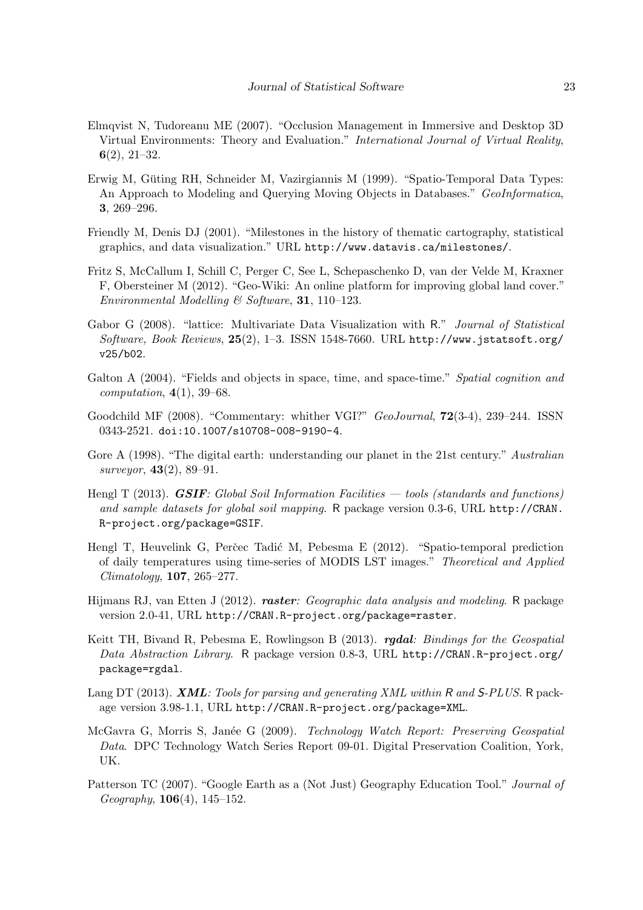Elmqvist N, Tudoreanu ME (2007). "Occlusion Management in Immersive and Desktop 3D Virtual Environments: Theory and Evaluation." *International Journal of Virtual Reality*, **6**(2), 21–32.

Erwig M, Güting RH, Schneider M, Vazirgiannis M (1999). "Spatio-Temporal Data Types: An Approach to Modeling and Querying Moving Objects in Databases." *GeoInformatica*, **3**, 269–296.

Friendly M, Denis DJ (2001). "Milestones in the history of thematic cartography, statistical graphics, and data visualization." URL `http://www.datavis.ca/milestones/`.

Fritz S, McCallum I, Schill C, Perger C, See L, Schepaschenko D, van der Velde M, Kraxner F, Obersteiner M (2012). "Geo-Wiki: An online platform for improving global land cover." *Environmental Modelling & Software*, **31**, 110–123.

Gabor G (2008). "lattice: Multivariate Data Visualization with R." *Journal of Statistical Software, Book Reviews*, **25**(2), 1–3. ISSN 1548-7660. URL `http://www.jstatsoft.org/v25/b02`.

Galton A (2004). "Fields and objects in space, time, and space-time." *Spatial cognition and computation*, **4**(1), 39–68.

Goodchild MF (2008). "Commentary: whither VGI?" *GeoJournal*, **72**(3-4), 239–244. ISSN 0343-2521. `doi:10.1007/s10708-008-9190-4`.

Gore A (1998). "The digital earth: understanding our planet in the 21st century." *Australian surveyor*, **43**(2), 89–91.

Hengl T (2013). ***GSIF**: Global Soil Information Facilities — tools (standards and functions) and sample datasets for global soil mapping*. R package version 0.3-6, URL `http://CRAN.R-project.org/package=GSIF`.

Hengl T, Heuvelink G, Perčec Tadić M, Pebesma E (2012). "Spatio-temporal prediction of daily temperatures using time-series of MODIS LST images." *Theoretical and Applied Climatology*, **107**, 265–277.

Hijmans RJ, van Etten J (2012). ***raster**: Geographic data analysis and modeling*. R package version 2.0-41, URL `http://CRAN.R-project.org/package=raster`.

Keitt TH, Bivand R, Pebesma E, Rowlingson B (2013). ***rgdal**: Bindings for the Geospatial Data Abstraction Library*. R package version 0.8-3, URL `http://CRAN.R-project.org/package=rgdal`.

Lang DT (2013). ***XML**: Tools for parsing and generating XML within R and S-PLUS*. R package version 3.98-1.1, URL `http://CRAN.R-project.org/package=XML`.

McGavra G, Morris S, Janée G (2009). *Technology Watch Report: Preserving Geospatial Data*. DPC Technology Watch Series Report 09-01. Digital Preservation Coalition, York, UK.

Patterson TC (2007). "Google Earth as a (Not Just) Geography Education Tool." *Journal of Geography*, **106**(4), 145–152.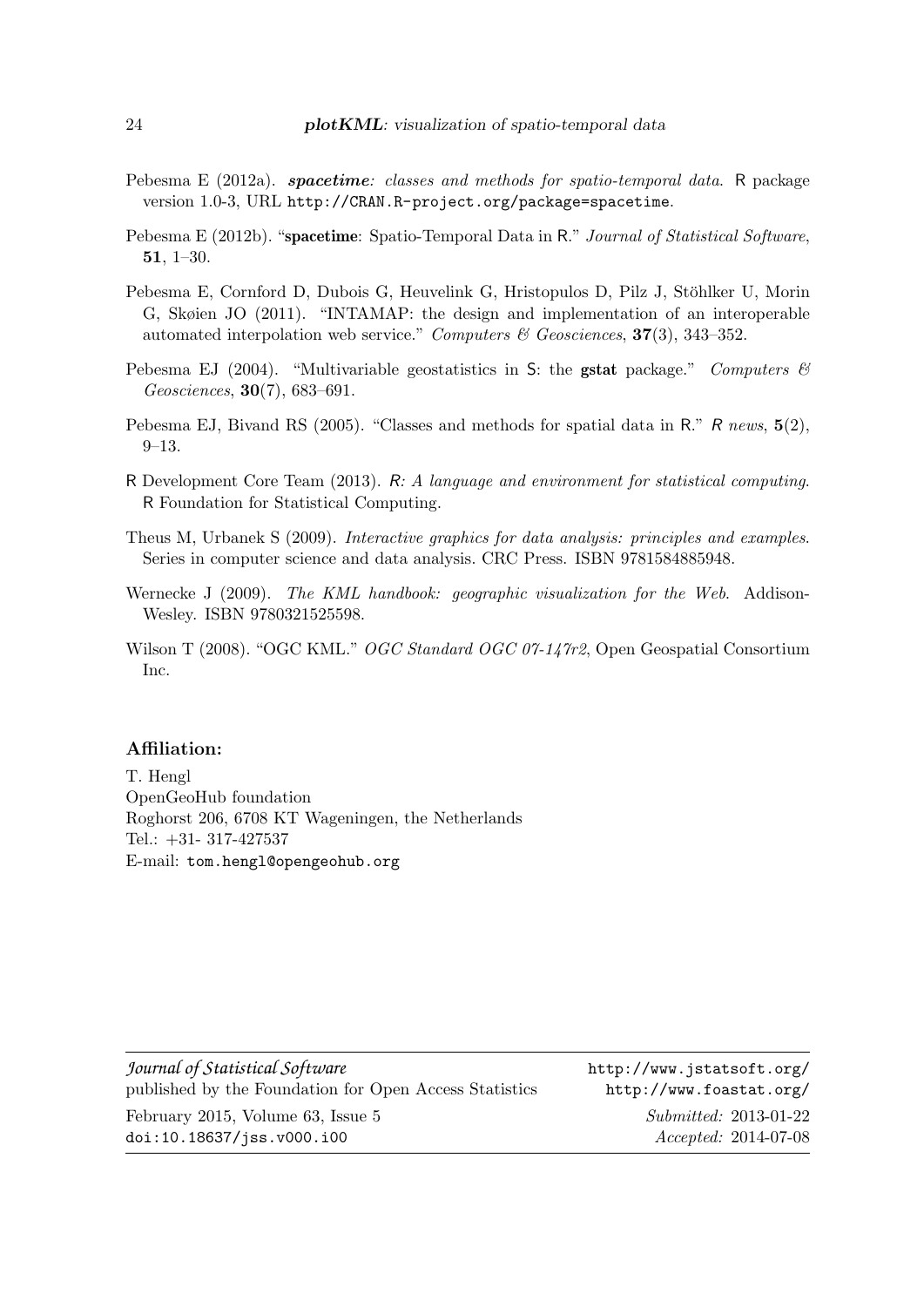Pebesma E (2012a). ***spacetime**: classes and methods for spatio-temporal data*. R package version 1.0-3, URL http://CRAN.R-project.org/package=spacetime.

Pebesma E (2012b). "**spacetime**: Spatio-Temporal Data in R." *Journal of Statistical Software*, **51**, 1–30.

Pebesma E, Cornford D, Dubois G, Heuvelink G, Hristopulos D, Pilz J, Stöhlker U, Morin G, Skøien JO (2011). "INTAMAP: the design and implementation of an interoperable automated interpolation web service." *Computers & Geosciences*, **37**(3), 343–352.

Pebesma EJ (2004). "Multivariable geostatistics in S: the **gstat** package." *Computers & Geosciences*, **30**(7), 683–691.

Pebesma EJ, Bivand RS (2005). "Classes and methods for spatial data in R." *R news*, **5**(2), 9–13.

R Development Core Team (2013). *R: A language and environment for statistical computing*. R Foundation for Statistical Computing.

Theus M, Urbanek S (2009). *Interactive graphics for data analysis: principles and examples*. Series in computer science and data analysis. CRC Press. ISBN 9781584885948.

Wernecke J (2009). *The KML handbook: geographic visualization for the Web*. Addison-Wesley. ISBN 9780321525598.

Wilson T (2008). "OGC KML." *OGC Standard OGC 07-147r2*, Open Geospatial Consortium Inc.

### Affiliation:

T. Hengl
OpenGeoHub foundation
Roghorst 206, 6708 KT Wageningen, the Netherlands
Tel.: +31- 317-427537
E-mail: tom.hengl@opengeohub.org

| | |
|---|---|
| *Journal of Statistical Software* | http://www.jstatsoft.org/ |
| published by the Foundation for Open Access Statistics | http://www.foastat.org/ |
| February 2015, Volume 63, Issue 5 | *Submitted:* 2013-01-22 |
| doi:10.18637/jss.v000.i00 | *Accepted:* 2014-07-08 |